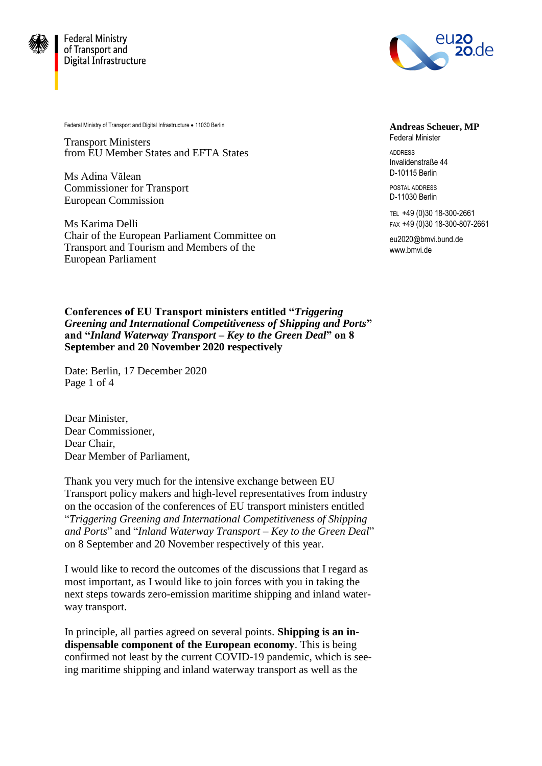Federal Ministry of Transport and Digital Infrastructure

Federal Ministry of Transport and Digital Infrastructure • 11030 Berlin

Transport Ministers
from EU Member States and EFTA States

Ms Adina Vălean
Commissioner for Transport
European Commission

Ms Karima Delli
Chair of the European Parliament Committee on Transport and Tourism and Members of the European Parliament

**Andreas Scheuer, MP**
Federal Minister

ADDRESS
Invalidenstraße 44
D-10115 Berlin

POSTAL ADDRESS
D-11030 Berlin

TEL +49 (0)30 18-300-2661
FAX +49 (0)30 18-300-807-2661

eu2020@bmvi.bund.de
www.bmvi.de

**Conferences of EU Transport ministers entitled "*Triggering Greening and International Competitiveness of Shipping and Ports*" and "*Inland Waterway Transport – Key to the Green Deal*" on 8 September and 20 November 2020 respectively**

Date: Berlin, 17 December 2020

Dear Minister,
Dear Commissioner,
Dear Chair,
Dear Member of Parliament,

Thank you very much for the intensive exchange between EU Transport policy makers and high-level representatives from industry on the occasion of the conferences of EU transport ministers entitled "*Triggering Greening and International Competitiveness of Shipping and Ports*" and "*Inland Waterway Transport – Key to the Green Deal*" on 8 September and 20 November respectively of this year.

I would like to record the outcomes of the discussions that I regard as most important, as I would like to join forces with you in taking the next steps towards zero-emission maritime shipping and inland waterway transport.

In principle, all parties agreed on several points. **Shipping is an indispensable component of the European economy**. This is being confirmed not least by the current COVID-19 pandemic, which is seeing maritime shipping and inland waterway transport as well as the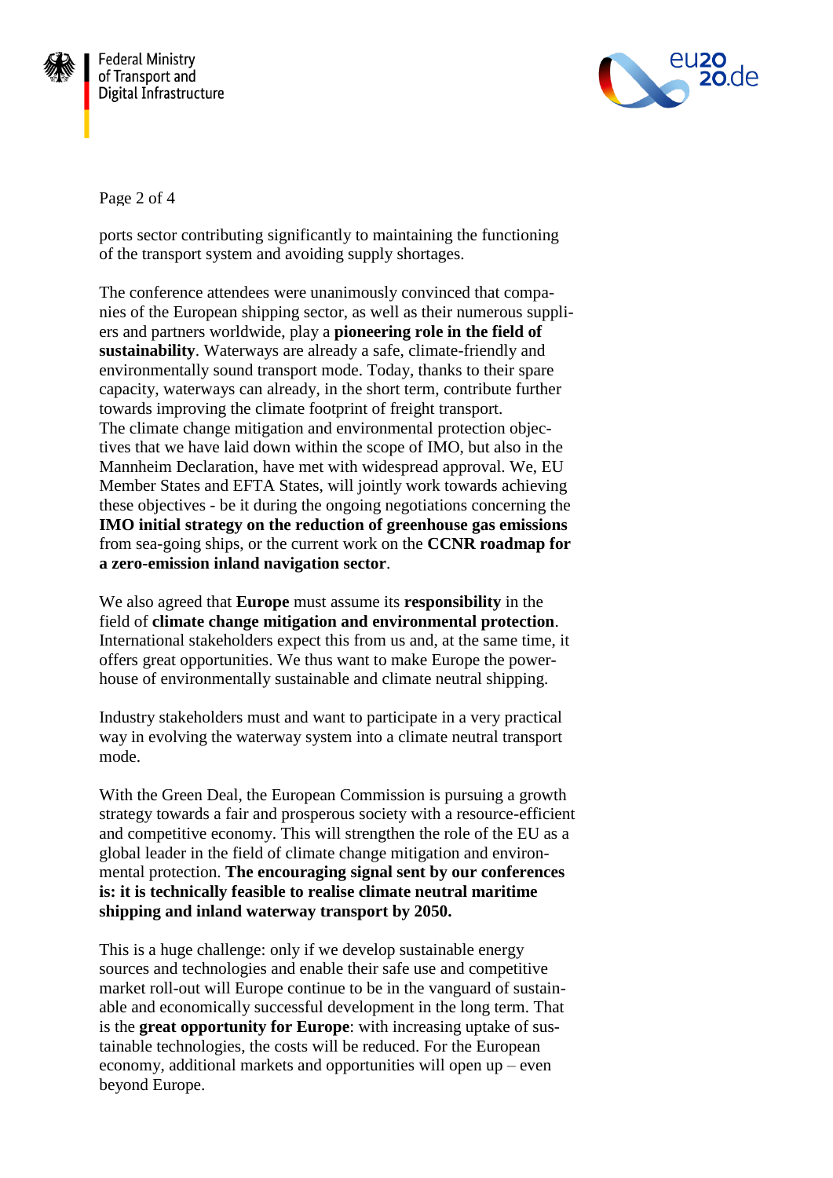ports sector contributing significantly to maintaining the functioning of the transport system and avoiding supply shortages.

The conference attendees were unanimously convinced that companies of the European shipping sector, as well as their numerous suppliers and partners worldwide, play a **pioneering role in the field of sustainability**. Waterways are already a safe, climate-friendly and environmentally sound transport mode. Today, thanks to their spare capacity, waterways can already, in the short term, contribute further towards improving the climate footprint of freight transport.
The climate change mitigation and environmental protection objectives that we have laid down within the scope of IMO, but also in the Mannheim Declaration, have met with widespread approval. We, EU Member States and EFTA States, will jointly work towards achieving these objectives - be it during the ongoing negotiations concerning the **IMO initial strategy on the reduction of greenhouse gas emissions** from sea-going ships, or the current work on the **CCNR roadmap for a zero-emission inland navigation sector**.

We also agreed that **Europe** must assume its **responsibility** in the field of **climate change mitigation and environmental protection**. International stakeholders expect this from us and, at the same time, it offers great opportunities. We thus want to make Europe the powerhouse of environmentally sustainable and climate neutral shipping.

Industry stakeholders must and want to participate in a very practical way in evolving the waterway system into a climate neutral transport mode.

With the Green Deal, the European Commission is pursuing a growth strategy towards a fair and prosperous society with a resource-efficient and competitive economy. This will strengthen the role of the EU as a global leader in the field of climate change mitigation and environmental protection. **The encouraging signal sent by our conferences is: it is technically feasible to realise climate neutral maritime shipping and inland waterway transport by 2050.**

This is a huge challenge: only if we develop sustainable energy sources and technologies and enable their safe use and competitive market roll-out will Europe continue to be in the vanguard of sustainable and economically successful development in the long term. That is the **great opportunity for Europe**: with increasing uptake of sustainable technologies, the costs will be reduced. For the European economy, additional markets and opportunities will open up – even beyond Europe.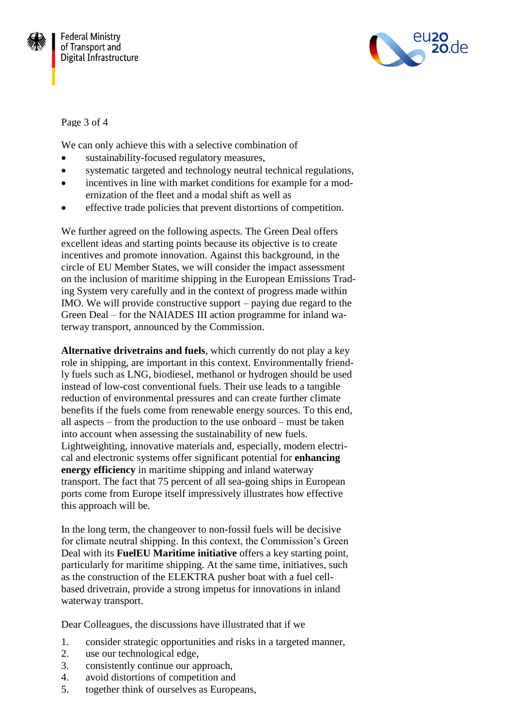We can only achieve this with a selective combination of

- sustainability-focused regulatory measures,
- systematic targeted and technology neutral technical regulations,
- incentives in line with market conditions for example for a modernization of the fleet and a modal shift as well as
- effective trade policies that prevent distortions of competition.

We further agreed on the following aspects. The Green Deal offers excellent ideas and starting points because its objective is to create incentives and promote innovation. Against this background, in the circle of EU Member States, we will consider the impact assessment on the inclusion of maritime shipping in the European Emissions Trading System very carefully and in the context of progress made within IMO. We will provide constructive support – paying due regard to the Green Deal – for the NAIADES III action programme for inland waterway transport, announced by the Commission.

**Alternative drivetrains and fuels**, which currently do not play a key role in shipping, are important in this context. Environmentally friendly fuels such as LNG, biodiesel, methanol or hydrogen should be used instead of low-cost conventional fuels. Their use leads to a tangible reduction of environmental pressures and can create further climate benefits if the fuels come from renewable energy sources. To this end, all aspects – from the production to the use onboard – must be taken into account when assessing the sustainability of new fuels. Lightweighting, innovative materials and, especially, modern electrical and electronic systems offer significant potential for **enhancing energy efficiency** in maritime shipping and inland waterway transport. The fact that 75 percent of all sea-going ships in European ports come from Europe itself impressively illustrates how effective this approach will be.

In the long term, the changeover to non-fossil fuels will be decisive for climate neutral shipping. In this context, the Commission's Green Deal with its **FuelEU Maritime initiative** offers a key starting point, particularly for maritime shipping. At the same time, initiatives, such as the construction of the ELEKTRA pusher boat with a fuel cell-based drivetrain, provide a strong impetus for innovations in inland waterway transport.

Dear Colleagues, the discussions have illustrated that if we

1. consider strategic opportunities and risks in a targeted manner,
2. use our technological edge,
3. consistently continue our approach,
4. avoid distortions of competition and
5. together think of ourselves as Europeans,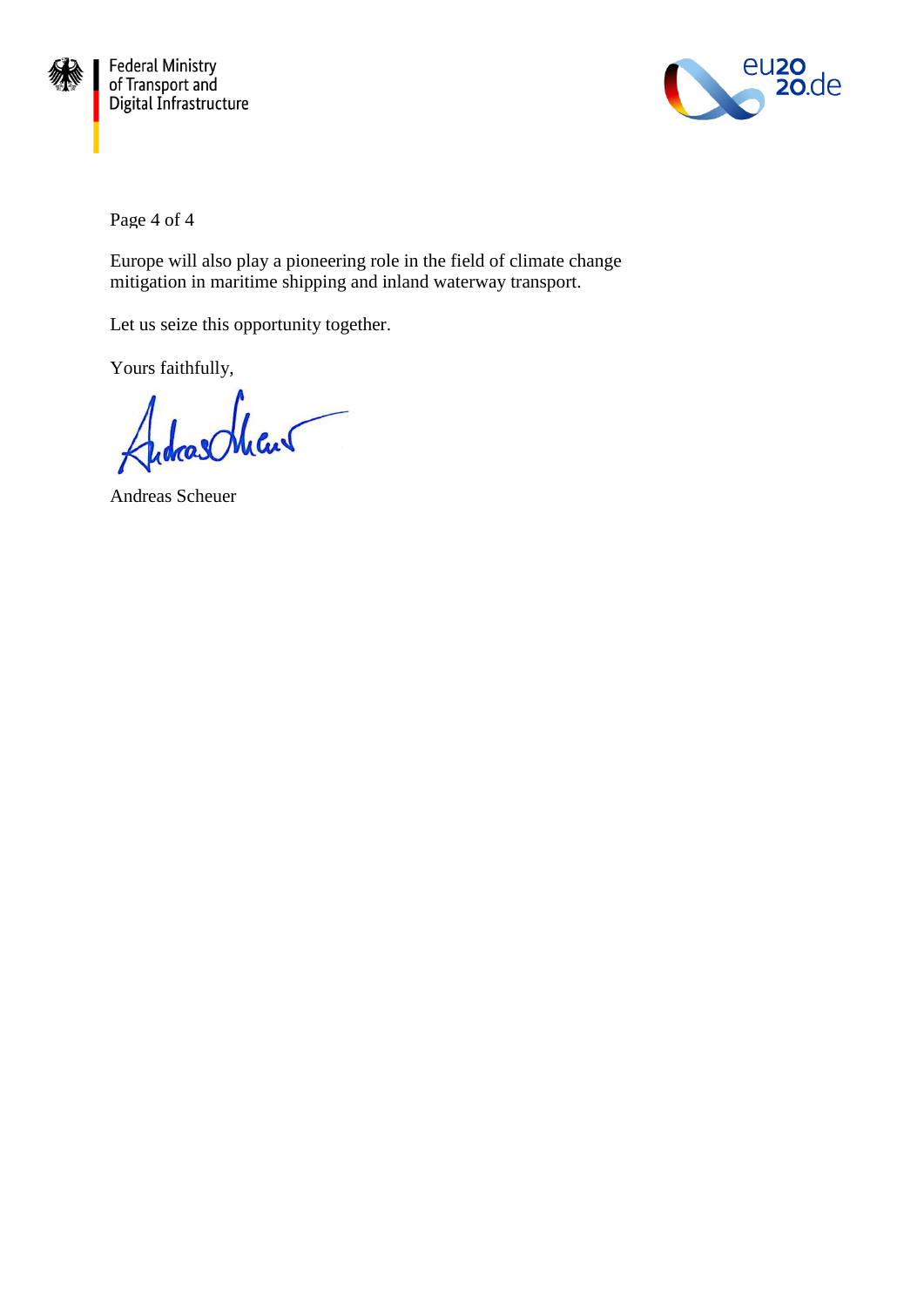Europe will also play a pioneering role in the field of climate change mitigation in maritime shipping and inland waterway transport.

Let us seize this opportunity together.

Yours faithfully,

Andreas Scheuer